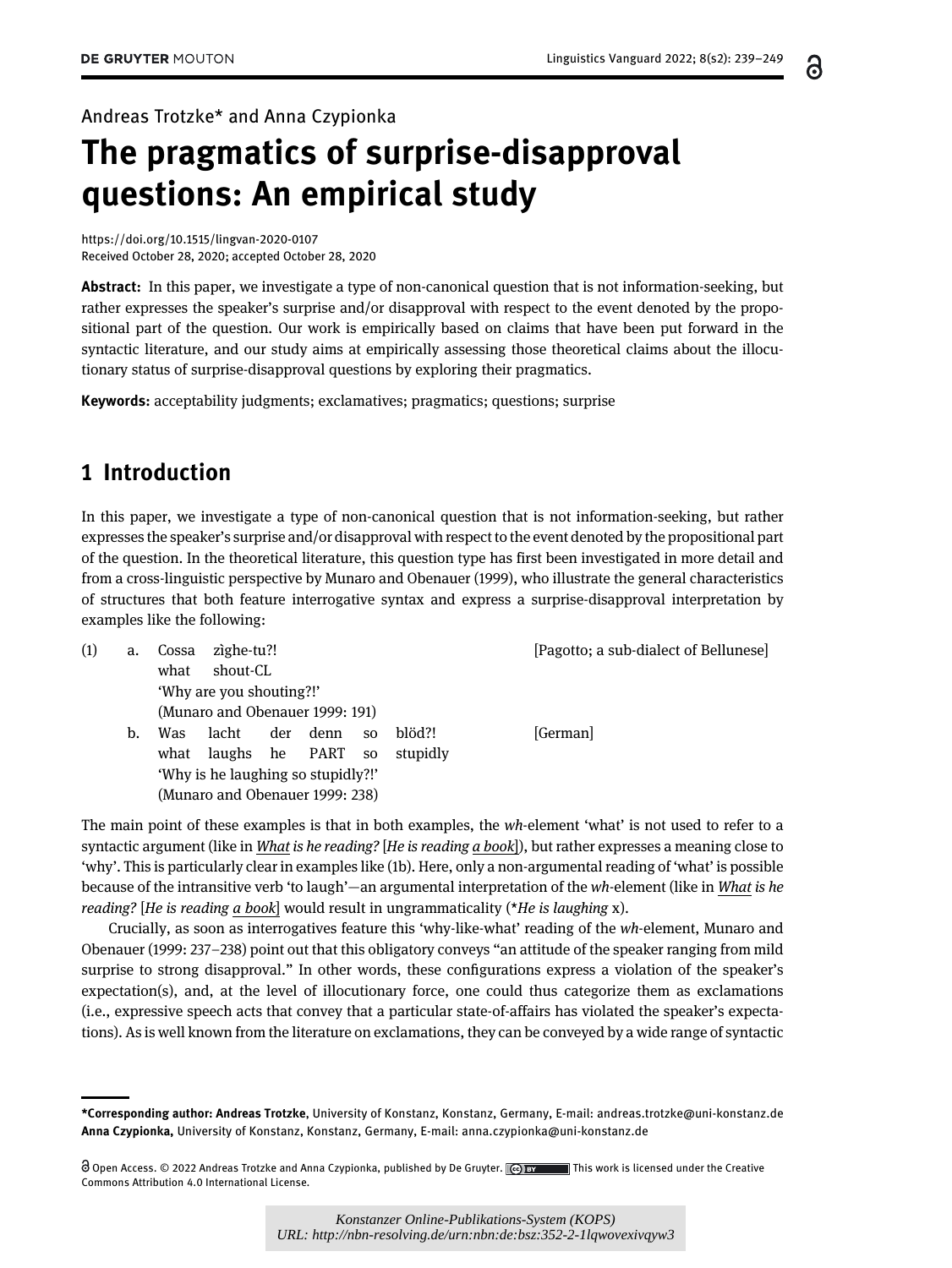Andreas Trotzke* and Anna Czypionka

# The pragmatics of surprise-disapproval questions: An empirical study

https://doi.org/10.1515/lingvan-2020-0107
Received October 28, 2020; accepted October 28, 2020

**Abstract:** In this paper, we investigate a type of non-canonical question that is not information-seeking, but rather expresses the speaker's surprise and/or disapproval with respect to the event denoted by the propositional part of the question. Our work is empirically based on claims that have been put forward in the syntactic literature, and our study aims at empirically assessing those theoretical claims about the illocutionary status of surprise-disapproval questions by exploring their pragmatics.

**Keywords:** acceptability judgments; exclamatives; pragmatics; questions; surprise

## 1 Introduction

In this paper, we investigate a type of non-canonical question that is not information-seeking, but rather expresses the speaker's surprise and/or disapproval with respect to the event denoted by the propositional part of the question. In the theoretical literature, this question type has first been investigated in more detail and from a cross-linguistic perspective by Munaro and Obenauer (1999), who illustrate the general characteristics of structures that both feature interrogative syntax and express a surprise-disapproval interpretation by examples like the following:

(1) a. Cossa zìghe-tu?! [Pagotto; a sub-dialect of Bellunese]
 what shout-CL
 'Why are you shouting?!'
 (Munaro and Obenauer 1999: 191)

 b. Was lacht der denn so blöd?! [German]
 what laughs he PART so stupidly
 'Why is he laughing so stupidly?!'
 (Munaro and Obenauer 1999: 238)

The main point of these examples is that in both examples, the *wh*-element 'what' is not used to refer to a syntactic argument (like in *<u>What</u> is he reading?* [*He is reading <u>a book</u>*]), but rather expresses a meaning close to 'why'. This is particularly clear in examples like (1b). Here, only a non-argumental reading of 'what' is possible because of the intransitive verb 'to laugh'—an argumental interpretation of the *wh*-element (like in *<u>What</u> is he reading?* [*He is reading <u>a book</u>*] would result in ungrammaticality (**He is laughing* x).

Crucially, as soon as interrogatives feature this 'why-like-what' reading of the *wh*-element, Munaro and Obenauer (1999: 237–238) point out that this obligatory conveys "an attitude of the speaker ranging from mild surprise to strong disapproval." In other words, these configurations express a violation of the speaker's expectation(s), and, at the level of illocutionary force, one could thus categorize them as exclamations (i.e., expressive speech acts that convey that a particular state-of-affairs has violated the speaker's expectations). As is well known from the literature on exclamations, they can be conveyed by a wide range of syntactic

---

***Corresponding author: Andreas Trotzke**, University of Konstanz, Konstanz, Germany, E-mail: andreas.trotzke@uni-konstanz.de
**Anna Czypionka,** University of Konstanz, Konstanz, Germany, E-mail: anna.czypionka@uni-konstanz.de

Open Access. © 2022 Andreas Trotzke and Anna Czypionka, published by De Gruyter. This work is licensed under the Creative Commons Attribution 4.0 International License.

*Konstanzer Online-Publikations-System (KOPS)*
*URL: http://nbn-resolving.de/urn:nbn:de:bsz:352-2-1lqwovexivqyw3*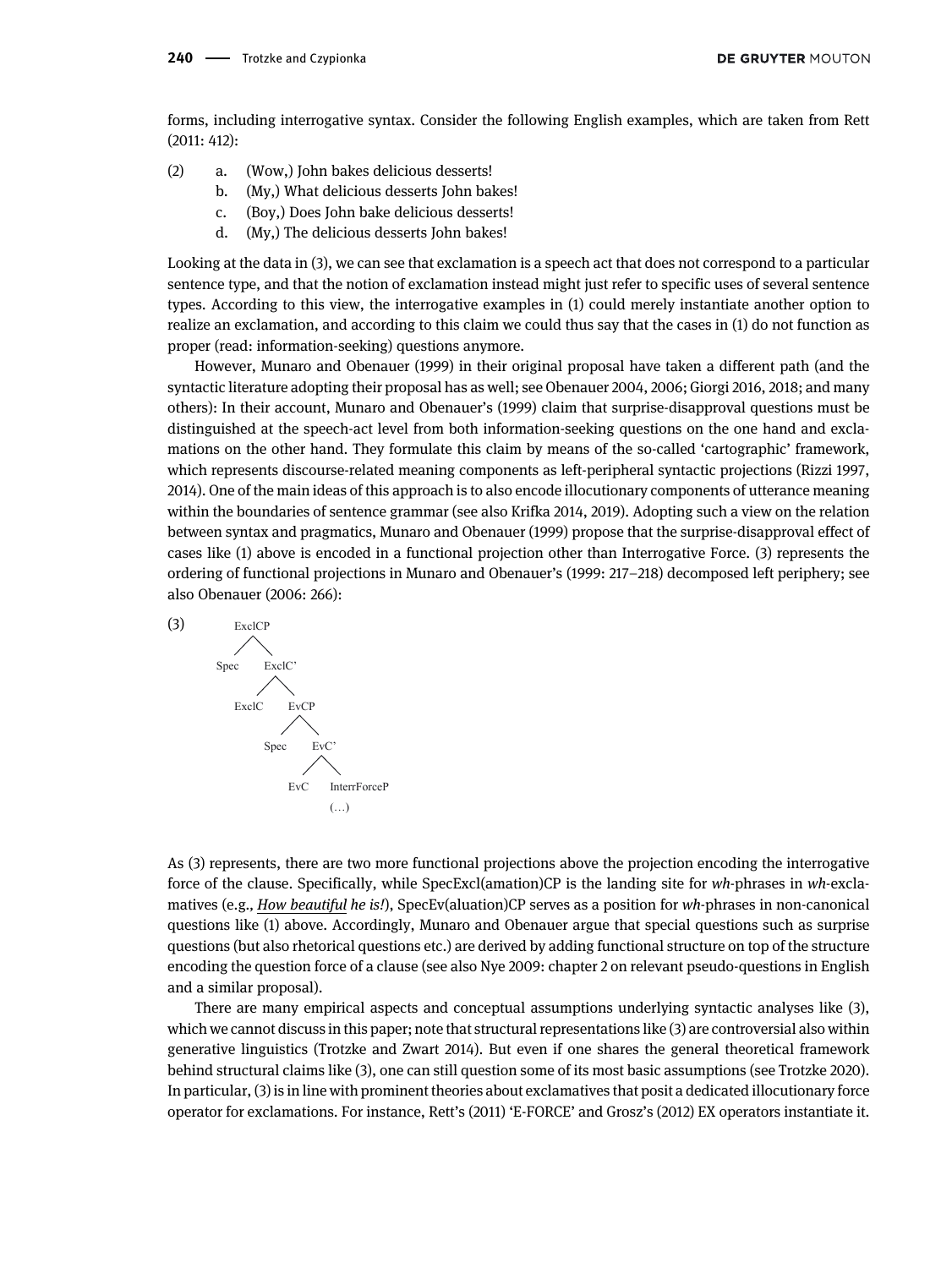forms, including interrogative syntax. Consider the following English examples, which are taken from Rett (2011: 412):

(2)
a. (Wow,) John bakes delicious desserts!
b. (My,) What delicious desserts John bakes!
c. (Boy,) Does John bake delicious desserts!
d. (My,) The delicious desserts John bakes!

Looking at the data in (3), we can see that exclamation is a speech act that does not correspond to a particular sentence type, and that the notion of exclamation instead might just refer to specific uses of several sentence types. According to this view, the interrogative examples in (1) could merely instantiate another option to realize an exclamation, and according to this claim we could thus say that the cases in (1) do not function as proper (read: information-seeking) questions anymore.

However, Munaro and Obenauer (1999) in their original proposal have taken a different path (and the syntactic literature adopting their proposal has as well; see Obenauer 2004, 2006; Giorgi 2016, 2018; and many others): In their account, Munaro and Obenauer's (1999) claim that surprise-disapproval questions must be distinguished at the speech-act level from both information-seeking questions on the one hand and exclamations on the other hand. They formulate this claim by means of the so-called 'cartographic' framework, which represents discourse-related meaning components as left-peripheral syntactic projections (Rizzi 1997, 2014). One of the main ideas of this approach is to also encode illocutionary components of utterance meaning within the boundaries of sentence grammar (see also Krifka 2014, 2019). Adopting such a view on the relation between syntax and pragmatics, Munaro and Obenauer (1999) propose that the surprise-disapproval effect of cases like (1) above is encoded in a functional projection other than Interrogative Force. (3) represents the ordering of functional projections in Munaro and Obenauer's (1999: 217–218) decomposed left periphery; see also Obenauer (2006: 266):

(3)

```
ExclCP
├── Spec
└── ExclC'
    ├── ExclC
    └── EvCP
        ├── Spec
        └── EvC'
            ├── EvC
            └── InterrForceP
                (…)
```

As (3) represents, there are two more functional projections above the projection encoding the interrogative force of the clause. Specifically, while SpecExcl(amation)CP is the landing site for *wh*-phrases in *wh*-exclamatives (e.g., ***How beautiful** he is!*), SpecEv(aluation)CP serves as a position for *wh*-phrases in non-canonical questions like (1) above. Accordingly, Munaro and Obenauer argue that special questions such as surprise questions (but also rhetorical questions etc.) are derived by adding functional structure on top of the structure encoding the question force of a clause (see also Nye 2009: chapter 2 on relevant pseudo-questions in English and a similar proposal).

There are many empirical aspects and conceptual assumptions underlying syntactic analyses like (3), which we cannot discuss in this paper; note that structural representations like (3) are controversial also within generative linguistics (Trotzke and Zwart 2014). But even if one shares the general theoretical framework behind structural claims like (3), one can still question some of its most basic assumptions (see Trotzke 2020). In particular, (3) is in line with prominent theories about exclamatives that posit a dedicated illocutionary force operator for exclamations. For instance, Rett's (2011) 'E-FORCE' and Grosz's (2012) EX operators instantiate it.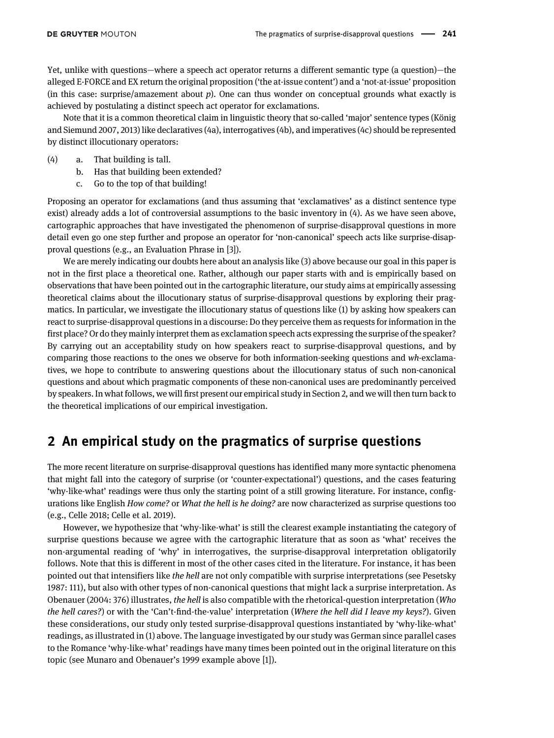Yet, unlike with questions—where a speech act operator returns a different semantic type (a question)—the alleged E-FORCE and EX return the original proposition ('the at-issue content') and a 'not-at-issue' proposition (in this case: surprise/amazement about *p*). One can thus wonder on conceptual grounds what exactly is achieved by postulating a distinct speech act operator for exclamations.

Note that it is a common theoretical claim in linguistic theory that so-called 'major' sentence types (König and Siemund 2007, 2013) like declaratives (4a), interrogatives (4b), and imperatives (4c) should be represented by distinct illocutionary operators:

(4) a. That building is tall.
    b. Has that building been extended?
    c. Go to the top of that building!

Proposing an operator for exclamations (and thus assuming that 'exclamatives' as a distinct sentence type exist) already adds a lot of controversial assumptions to the basic inventory in (4). As we have seen above, cartographic approaches that have investigated the phenomenon of surprise-disapproval questions in more detail even go one step further and propose an operator for 'non-canonical' speech acts like surprise-disapproval questions (e.g., an Evaluation Phrase in [3]).

We are merely indicating our doubts here about an analysis like (3) above because our goal in this paper is not in the first place a theoretical one. Rather, although our paper starts with and is empirically based on observations that have been pointed out in the cartographic literature, our study aims at empirically assessing theoretical claims about the illocutionary status of surprise-disapproval questions by exploring their pragmatics. In particular, we investigate the illocutionary status of questions like (1) by asking how speakers can react to surprise-disapproval questions in a discourse: Do they perceive them as requests for information in the first place? Or do they mainly interpret them as exclamation speech acts expressing the surprise of the speaker? By carrying out an acceptability study on how speakers react to surprise-disapproval questions, and by comparing those reactions to the ones we observe for both information-seeking questions and *wh*-exclamatives, we hope to contribute to answering questions about the illocutionary status of such non-canonical questions and about which pragmatic components of these non-canonical uses are predominantly perceived by speakers. In what follows, we will first present our empirical study in Section 2, and we will then turn back to the theoretical implications of our empirical investigation.

## 2 An empirical study on the pragmatics of surprise questions

The more recent literature on surprise-disapproval questions has identified many more syntactic phenomena that might fall into the category of surprise (or 'counter-expectational') questions, and the cases featuring 'why-like-what' readings were thus only the starting point of a still growing literature. For instance, configurations like English *How come?* or *What the hell is he doing?* are now characterized as surprise questions too (e.g., Celle 2018; Celle et al. 2019).

However, we hypothesize that 'why-like-what' is still the clearest example instantiating the category of surprise questions because we agree with the cartographic literature that as soon as 'what' receives the non-argumental reading of 'why' in interrogatives, the surprise-disapproval interpretation obligatorily follows. Note that this is different in most of the other cases cited in the literature. For instance, it has been pointed out that intensifiers like *the hell* are not only compatible with surprise interpretations (see Pesetsky 1987: 111), but also with other types of non-canonical questions that might lack a surprise interpretation. As Obenauer (2004: 376) illustrates, *the hell* is also compatible with the rhetorical-question interpretation (*Who the hell cares?*) or with the 'Can't-find-the-value' interpretation (*Where the hell did I leave my keys?*). Given these considerations, our study only tested surprise-disapproval questions instantiated by 'why-like-what' readings, as illustrated in (1) above. The language investigated by our study was German since parallel cases to the Romance 'why-like-what' readings have many times been pointed out in the original literature on this topic (see Munaro and Obenauer's 1999 example above [1]).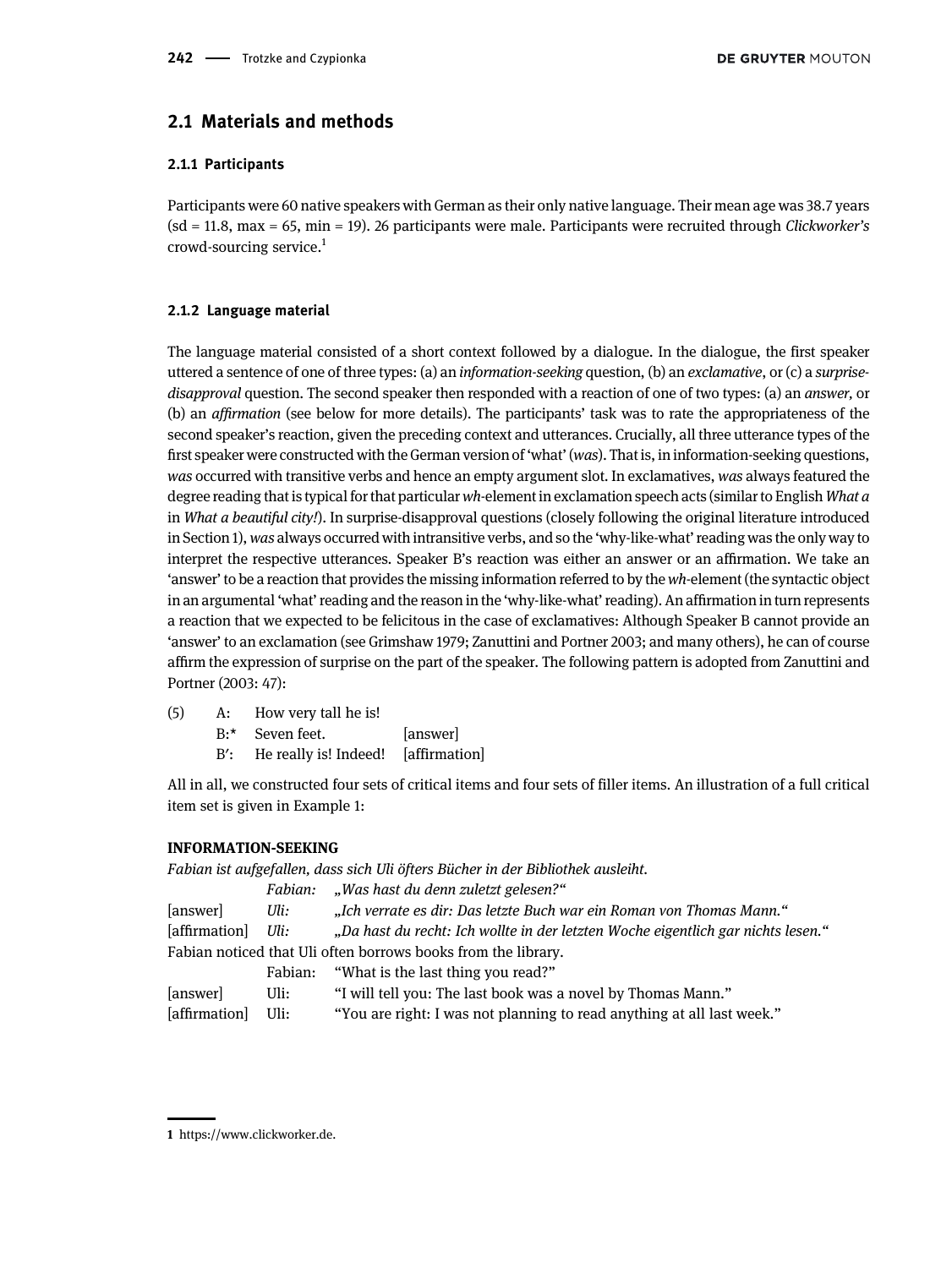## 2.1 Materials and methods

### 2.1.1 Participants

Participants were 60 native speakers with German as their only native language. Their mean age was 38.7 years (sd = 11.8, max = 65, min = 19). 26 participants were male. Participants were recruited through *Clickworker's* crowd-sourcing service.[1]

### 2.1.2 Language material

The language material consisted of a short context followed by a dialogue. In the dialogue, the first speaker uttered a sentence of one of three types: (a) an *information-seeking* question, (b) an *exclamative*, or (c) a *surprise-disapproval* question. The second speaker then responded with a reaction of one of two types: (a) an *answer*, or (b) an *affirmation* (see below for more details). The participants' task was to rate the appropriateness of the second speaker's reaction, given the preceding context and utterances. Crucially, all three utterance types of the first speaker were constructed with the German version of 'what' (*was*). That is, in information-seeking questions, *was* occurred with transitive verbs and hence an empty argument slot. In exclamatives, *was* always featured the degree reading that is typical for that particular *wh*-element in exclamation speech acts (similar to English *What a* in *What a beautiful city!*). In surprise-disapproval questions (closely following the original literature introduced in Section 1), *was* always occurred with intransitive verbs, and so the 'why-like-what' reading was the only way to interpret the respective utterances. Speaker B's reaction was either an answer or an affirmation. We take an 'answer' to be a reaction that provides the missing information referred to by the *wh*-element (the syntactic object in an argumental 'what' reading and the reason in the 'why-like-what' reading). An affirmation in turn represents a reaction that we expected to be felicitous in the case of exclamatives: Although Speaker B cannot provide an 'answer' to an exclamation (see Grimshaw 1979; Zanuttini and Portner 2003; and many others), he can of course affirm the expression of surprise on the part of the speaker. The following pattern is adopted from Zanuttini and Portner (2003: 47):

(5)
A: How very tall he is!
B:* Seven feet. [answer]
B′: He really is! Indeed! [affirmation]

All in all, we constructed four sets of critical items and four sets of filler items. An illustration of a full critical item set is given in Example 1:

**INFORMATION-SEEKING**

*Fabian ist aufgefallen, dass sich Uli öfters Bücher in der Bibliothek ausleiht.*

| | | |
|---|---|---|
| | *Fabian:* | *„Was hast du denn zuletzt gelesen?“* |
| [answer] | *Uli:* | *„Ich verrate es dir: Das letzte Buch war ein Roman von Thomas Mann.“* |
| [affirmation] | *Uli:* | *„Da hast du recht: Ich wollte in der letzten Woche eigentlich gar nichts lesen.“* |

Fabian noticed that Uli often borrows books from the library.

| | | |
|---|---|---|
| | Fabian: | “What is the last thing you read?” |
| [answer] | Uli: | “I will tell you: The last book was a novel by Thomas Mann.” |
| [affirmation] | Uli: | “You are right: I was not planning to read anything at all last week.” |

---

1 https://www.clickworker.de.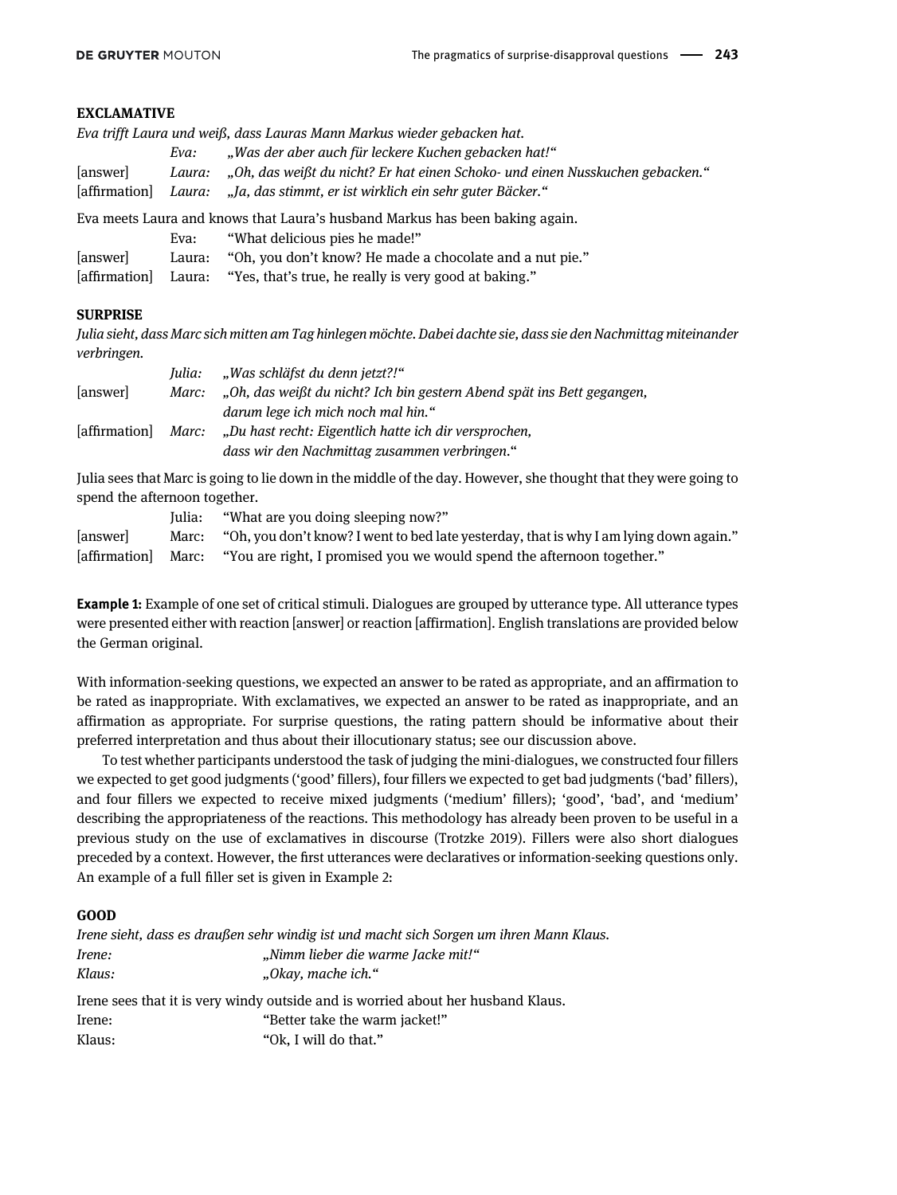**EXCLAMATIVE**

*Eva trifft Laura und weiß, dass Lauras Mann Markus wieder gebacken hat.*

| | | |
|---|---|---|
| | *Eva:* | *„Was der aber auch für leckere Kuchen gebacken hat!“* |
| [answer] | *Laura:* | *„Oh, das weißt du nicht? Er hat einen Schoko- und einen Nusskuchen gebacken.“* |
| [affirmation] | *Laura:* | *„Ja, das stimmt, er ist wirklich ein sehr guter Bäcker.“* |

Eva meets Laura and knows that Laura's husband Markus has been baking again.

| | | |
|---|---|---|
| | Eva: | “What delicious pies he made!” |
| [answer] | Laura: | “Oh, you don't know? He made a chocolate and a nut pie.” |
| [affirmation] | Laura: | “Yes, that's true, he really is very good at baking.” |

**SURPRISE**

*Julia sieht, dass Marc sich mitten am Tag hinlegen möchte. Dabei dachte sie, dass sie den Nachmittag miteinander verbringen.*

| | | |
|---|---|---|
| | *Julia:* | *„Was schläfst du denn jetzt?!“* |
| [answer] | *Marc:* | *„Oh, das weißt du nicht? Ich bin gestern Abend spät ins Bett gegangen, darum lege ich mich noch mal hin.“* |
| [affirmation] | *Marc:* | *„Du hast recht: Eigentlich hatte ich dir versprochen, dass wir den Nachmittag zusammen verbringen.“* |

Julia sees that Marc is going to lie down in the middle of the day. However, she thought that they were going to spend the afternoon together.

| | | |
|---|---|---|
| | Julia: | “What are you doing sleeping now?” |
| [answer] | Marc: | “Oh, you don't know? I went to bed late yesterday, that is why I am lying down again.” |
| [affirmation] | Marc: | “You are right, I promised you we would spend the afternoon together.” |

**Example 1:** Example of one set of critical stimuli. Dialogues are grouped by utterance type. All utterance types were presented either with reaction [answer] or reaction [affirmation]. English translations are provided below the German original.

With information-seeking questions, we expected an answer to be rated as appropriate, and an affirmation to be rated as inappropriate. With exclamatives, we expected an answer to be rated as inappropriate, and an affirmation as appropriate. For surprise questions, the rating pattern should be informative about their preferred interpretation and thus about their illocutionary status; see our discussion above.

To test whether participants understood the task of judging the mini-dialogues, we constructed four fillers we expected to get good judgments ('good' fillers), four fillers we expected to get bad judgments ('bad' fillers), and four fillers we expected to receive mixed judgments ('medium' fillers); 'good', 'bad', and 'medium' describing the appropriateness of the reactions. This methodology has already been proven to be useful in a previous study on the use of exclamatives in discourse (Trotzke 2019). Fillers were also short dialogues preceded by a context. However, the first utterances were declaratives or information-seeking questions only. An example of a full filler set is given in Example 2:

**GOOD**

*Irene sieht, dass es draußen sehr windig ist und macht sich Sorgen um ihren Mann Klaus.*

| | |
|---|---|
| *Irene:* | *„Nimm lieber die warme Jacke mit!“* |
| *Klaus:* | *„Okay, mache ich.“* |

Irene sees that it is very windy outside and is worried about her husband Klaus.

| | |
|---|---|
| Irene: | “Better take the warm jacket!” |
| Klaus: | “Ok, I will do that.” |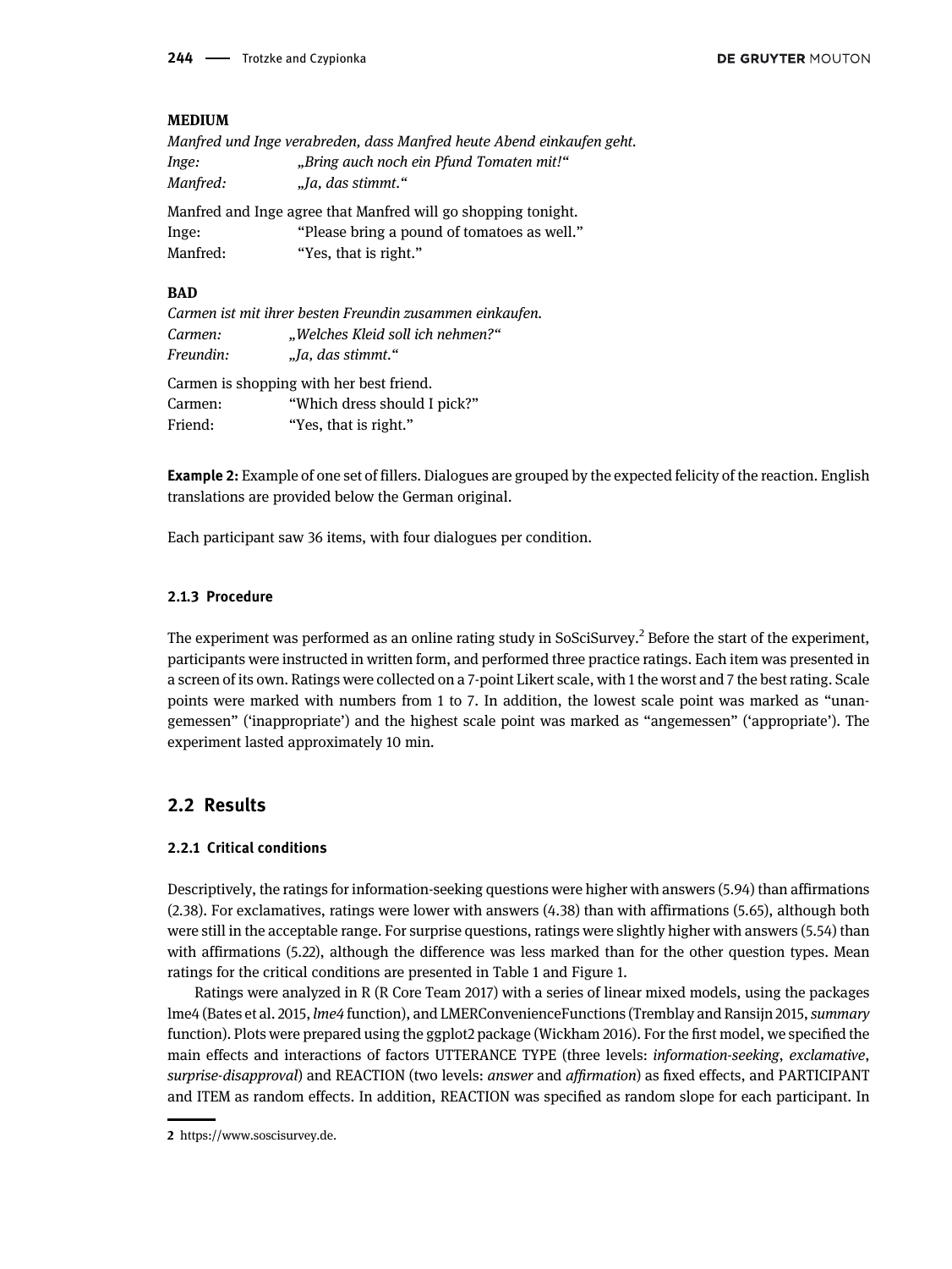**MEDIUM**

*Manfred und Inge verabreden, dass Manfred heute Abend einkaufen geht.*
*Inge:* *„Bring auch noch ein Pfund Tomaten mit!"*
*Manfred:* *„Ja, das stimmt."*

Manfred and Inge agree that Manfred will go shopping tonight.
Inge: "Please bring a pound of tomatoes as well."
Manfred: "Yes, that is right."

**BAD**

*Carmen ist mit ihrer besten Freundin zusammen einkaufen.*
*Carmen:* *„Welches Kleid soll ich nehmen?"*
*Freundin:* *„Ja, das stimmt."*

Carmen is shopping with her best friend.
Carmen: "Which dress should I pick?"
Friend: "Yes, that is right."

**Example 2:** Example of one set of fillers. Dialogues are grouped by the expected felicity of the reaction. English translations are provided below the German original.

Each participant saw 36 items, with four dialogues per condition.

#### 2.1.3 Procedure

The experiment was performed as an online rating study in SoSciSurvey.[2] Before the start of the experiment, participants were instructed in written form, and performed three practice ratings. Each item was presented in a screen of its own. Ratings were collected on a 7-point Likert scale, with 1 the worst and 7 the best rating. Scale points were marked with numbers from 1 to 7. In addition, the lowest scale point was marked as "unangemessen" ('inappropriate') and the highest scale point was marked as "angemessen" ('appropriate'). The experiment lasted approximately 10 min.

## 2.2 Results

#### 2.2.1 Critical conditions

Descriptively, the ratings for information-seeking questions were higher with answers (5.94) than affirmations (2.38). For exclamatives, ratings were lower with answers (4.38) than with affirmations (5.65), although both were still in the acceptable range. For surprise questions, ratings were slightly higher with answers (5.54) than with affirmations (5.22), although the difference was less marked than for the other question types. Mean ratings for the critical conditions are presented in Table 1 and Figure 1.

Ratings were analyzed in R (R Core Team 2017) with a series of linear mixed models, using the packages lme4 (Bates et al. 2015, *lme4* function), and LMERConvenienceFunctions (Tremblay and Ransijn 2015, *summary* function). Plots were prepared using the ggplot2 package (Wickham 2016). For the first model, we specified the main effects and interactions of factors UTTERANCE TYPE (three levels: *information-seeking*, *exclamative*, *surprise-disapproval*) and REACTION (two levels: *answer* and *affirmation*) as fixed effects, and PARTICIPANT and ITEM as random effects. In addition, REACTION was specified as random slope for each participant. In

2 https://www.soscisurvey.de.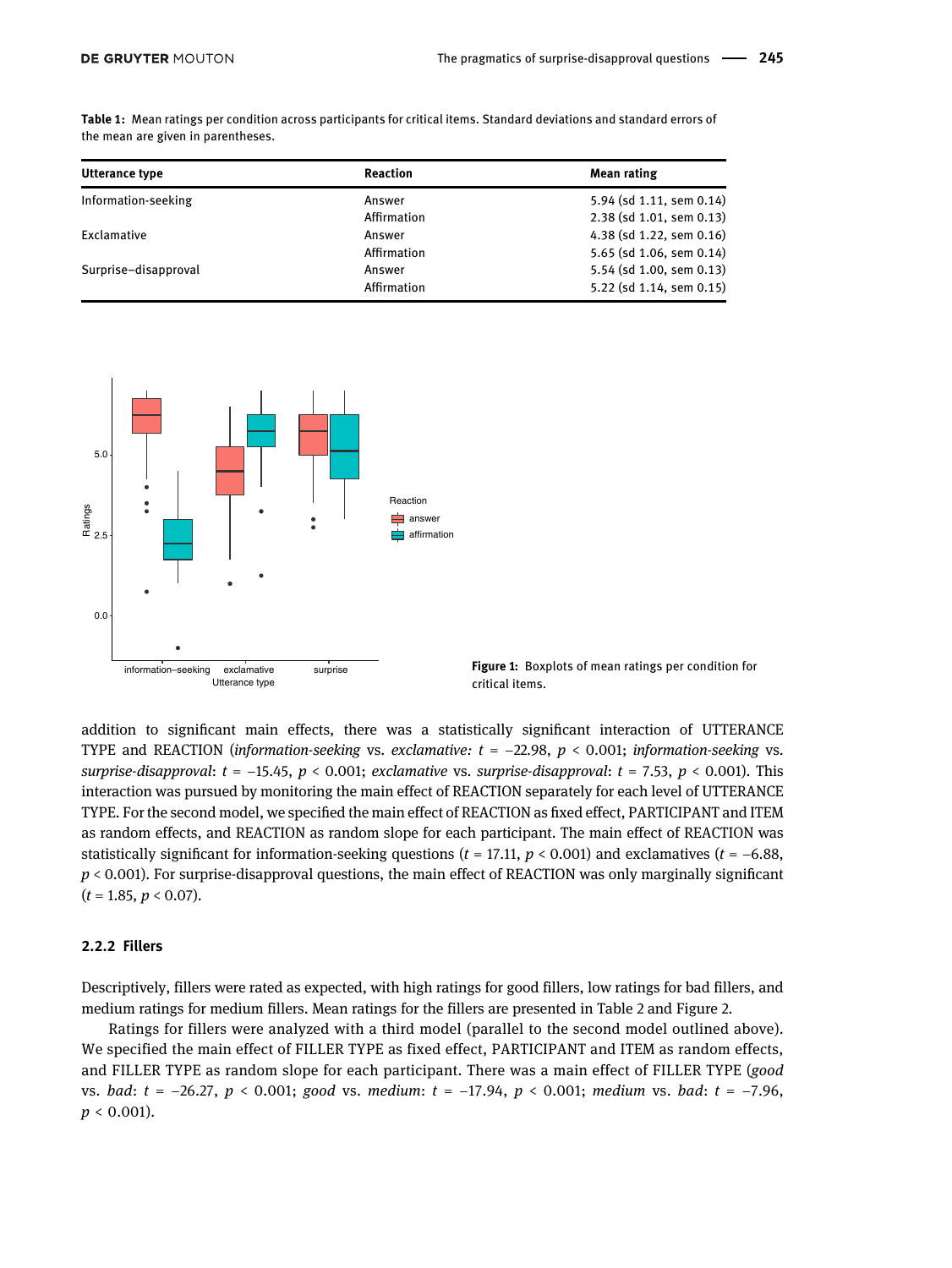**Table 1:** Mean ratings per condition across participants for critical items. Standard deviations and standard errors of the mean are given in parentheses.

| Utterance type | Reaction | Mean rating |
|---|---|---|
| Information-seeking | Answer | 5.94 (sd 1.11, sem 0.14) |
| | Affirmation | 2.38 (sd 1.01, sem 0.13) |
| Exclamative | Answer | 4.38 (sd 1.22, sem 0.16) |
| | Affirmation | 5.65 (sd 1.06, sem 0.14) |
| Surprise–disapproval | Answer | 5.54 (sd 1.00, sem 0.13) |
| | Affirmation | 5.22 (sd 1.14, sem 0.15) |

**Figure 1:** Boxplots of mean ratings per condition for critical items.

addition to significant main effects, there was a statistically significant interaction of UTTERANCE TYPE and REACTION (*information-seeking* vs. *exclamative:* $t = -22.98$, $p < 0.001$; *information-seeking* vs. *surprise-disapproval*: $t = -15.45$, $p < 0.001$; *exclamative* vs. *surprise-disapproval*: $t = 7.53$, $p < 0.001$). This interaction was pursued by monitoring the main effect of REACTION separately for each level of UTTERANCE TYPE. For the second model, we specified the main effect of REACTION as fixed effect, PARTICIPANT and ITEM as random effects, and REACTION as random slope for each participant. The main effect of REACTION was statistically significant for information-seeking questions ($t = 17.11$, $p < 0.001$) and exclamatives ($t = -6.88$, $p < 0.001$). For surprise-disapproval questions, the main effect of REACTION was only marginally significant ($t = 1.85$, $p < 0.07$).

### 2.2.2 Fillers

Descriptively, fillers were rated as expected, with high ratings for good fillers, low ratings for bad fillers, and medium ratings for medium fillers. Mean ratings for the fillers are presented in Table 2 and Figure 2.

Ratings for fillers were analyzed with a third model (parallel to the second model outlined above). We specified the main effect of FILLER TYPE as fixed effect, PARTICIPANT and ITEM as random effects, and FILLER TYPE as random slope for each participant. There was a main effect of FILLER TYPE (*good* vs. *bad*: $t = -26.27$, $p < 0.001$; *good* vs. *medium*: $t = -17.94$, $p < 0.001$; *medium* vs. *bad*: $t = -7.96$, $p < 0.001$).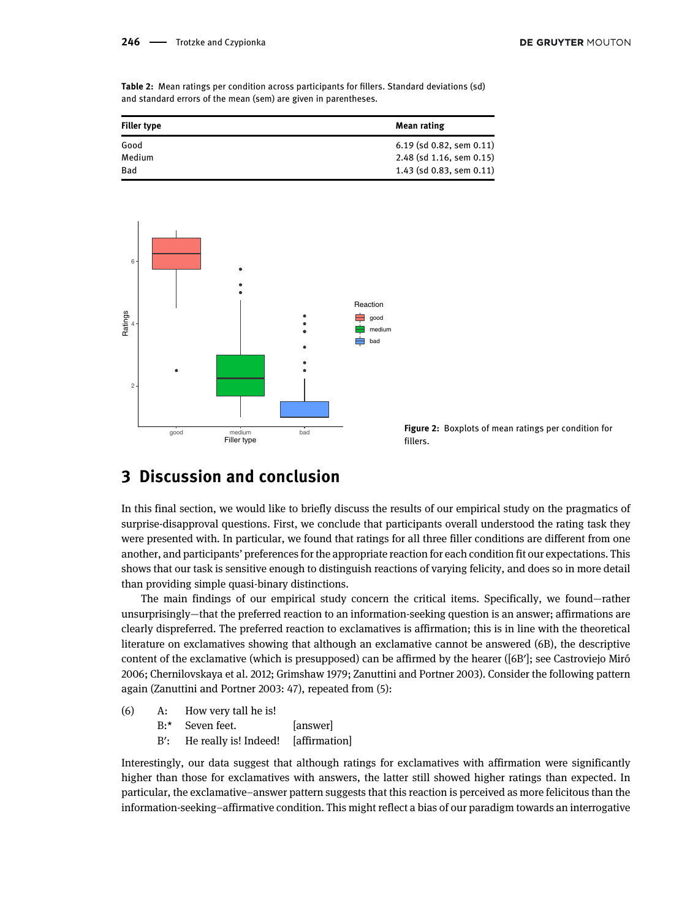**Table 2:** Mean ratings per condition across participants for fillers. Standard deviations (sd) and standard errors of the mean (sem) are given in parentheses.

| Filler type | Mean rating |
|---|---|
| Good | 6.19 (sd 0.82, sem 0.11) |
| Medium | 2.48 (sd 1.16, sem 0.15) |
| Bad | 1.43 (sd 0.83, sem 0.11) |

**Figure 2:** Boxplots of mean ratings per condition for fillers.

## 3 Discussion and conclusion

In this final section, we would like to briefly discuss the results of our empirical study on the pragmatics of surprise-disapproval questions. First, we conclude that participants overall understood the rating task they were presented with. In particular, we found that ratings for all three filler conditions are different from one another, and participants' preferences for the appropriate reaction for each condition fit our expectations. This shows that our task is sensitive enough to distinguish reactions of varying felicity, and does so in more detail than providing simple quasi-binary distinctions.

The main findings of our empirical study concern the critical items. Specifically, we found—rather unsurprisingly—that the preferred reaction to an information-seeking question is an answer; affirmations are clearly dispreferred. The preferred reaction to exclamatives is affirmation; this is in line with the theoretical literature on exclamatives showing that although an exclamative cannot be answered (6B), the descriptive content of the exclamative (which is presupposed) can be affirmed by the hearer ([6B′]; see Castroviejo Miró 2006; Chernilovskaya et al. 2012; Grimshaw 1979; Zanuttini and Portner 2003). Consider the following pattern again (Zanuttini and Portner 2003: 47), repeated from (5):

(6) A: How very tall he is!
B:* Seven feet. [answer]
B′: He really is! Indeed! [affirmation]

Interestingly, our data suggest that although ratings for exclamatives with affirmation were significantly higher than those for exclamatives with answers, the latter still showed higher ratings than expected. In particular, the exclamative–answer pattern suggests that this reaction is perceived as more felicitous than the information-seeking–affirmative condition. This might reflect a bias of our paradigm towards an interrogative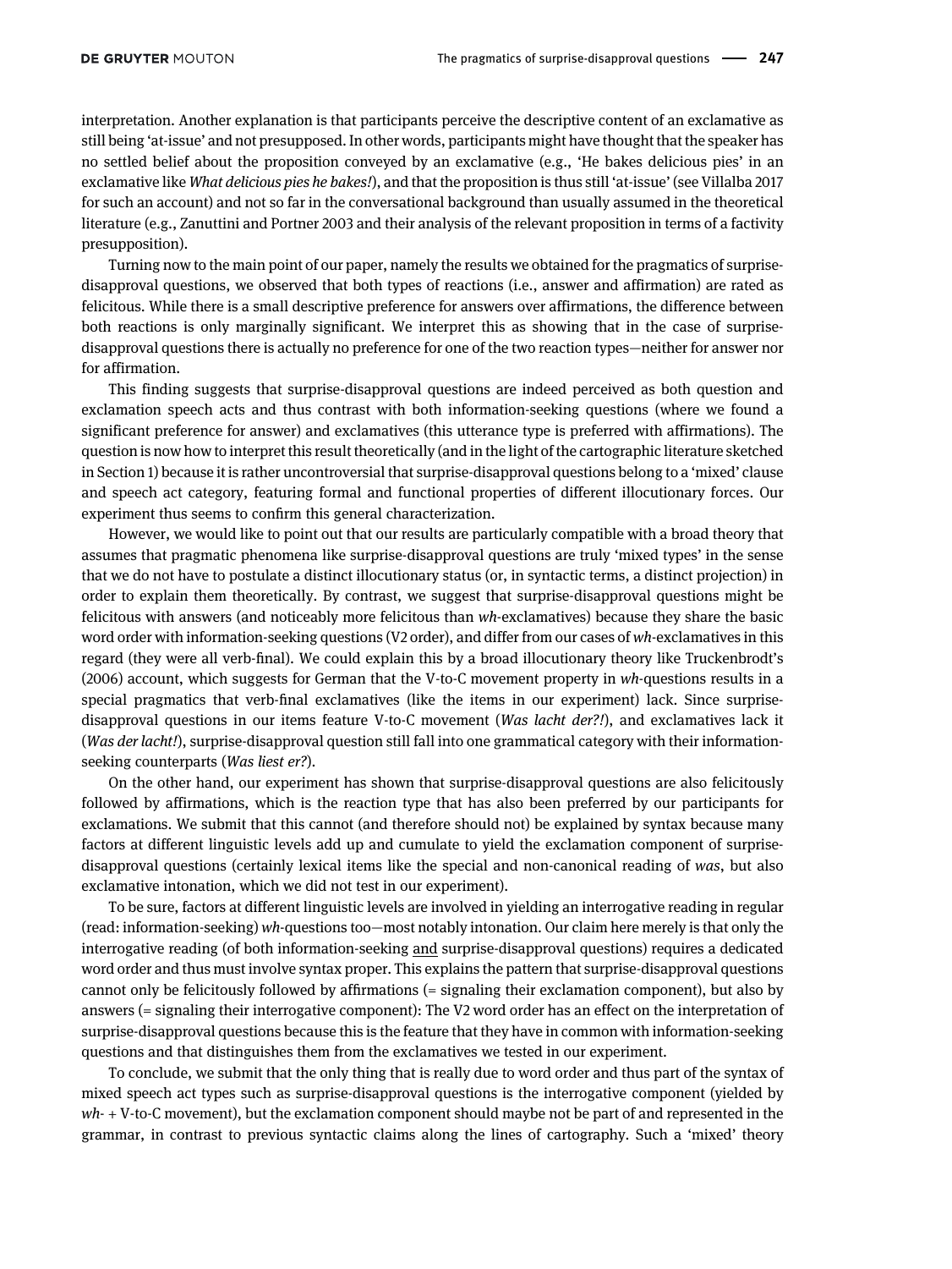interpretation. Another explanation is that participants perceive the descriptive content of an exclamative as still being 'at-issue' and not presupposed. In other words, participants might have thought that the speaker has no settled belief about the proposition conveyed by an exclamative (e.g., 'He bakes delicious pies' in an exclamative like *What delicious pies he bakes!*), and that the proposition is thus still 'at-issue' (see Villalba 2017 for such an account) and not so far in the conversational background than usually assumed in the theoretical literature (e.g., Zanuttini and Portner 2003 and their analysis of the relevant proposition in terms of a factivity presupposition).

Turning now to the main point of our paper, namely the results we obtained for the pragmatics of surprise-disapproval questions, we observed that both types of reactions (i.e., answer and affirmation) are rated as felicitous. While there is a small descriptive preference for answers over affirmations, the difference between both reactions is only marginally significant. We interpret this as showing that in the case of surprise-disapproval questions there is actually no preference for one of the two reaction types—neither for answer nor for affirmation.

This finding suggests that surprise-disapproval questions are indeed perceived as both question and exclamation speech acts and thus contrast with both information-seeking questions (where we found a significant preference for answer) and exclamatives (this utterance type is preferred with affirmations). The question is now how to interpret this result theoretically (and in the light of the cartographic literature sketched in Section 1) because it is rather uncontroversial that surprise-disapproval questions belong to a 'mixed' clause and speech act category, featuring formal and functional properties of different illocutionary forces. Our experiment thus seems to confirm this general characterization.

However, we would like to point out that our results are particularly compatible with a broad theory that assumes that pragmatic phenomena like surprise-disapproval questions are truly 'mixed types' in the sense that we do not have to postulate a distinct illocutionary status (or, in syntactic terms, a distinct projection) in order to explain them theoretically. By contrast, we suggest that surprise-disapproval questions might be felicitous with answers (and noticeably more felicitous than *wh*-exclamatives) because they share the basic word order with information-seeking questions (V2 order), and differ from our cases of *wh*-exclamatives in this regard (they were all verb-final). We could explain this by a broad illocutionary theory like Truckenbrodt's (2006) account, which suggests for German that the V-to-C movement property in *wh*-questions results in a special pragmatics that verb-final exclamatives (like the items in our experiment) lack. Since surprise-disapproval questions in our items feature V-to-C movement (*Was lacht der?!*), and exclamatives lack it (*Was der lacht!*), surprise-disapproval question still fall into one grammatical category with their information-seeking counterparts (*Was liest er?*).

On the other hand, our experiment has shown that surprise-disapproval questions are also felicitously followed by affirmations, which is the reaction type that has also been preferred by our participants for exclamations. We submit that this cannot (and therefore should not) be explained by syntax because many factors at different linguistic levels add up and cumulate to yield the exclamation component of surprise-disapproval questions (certainly lexical items like the special and non-canonical reading of *was*, but also exclamative intonation, which we did not test in our experiment).

To be sure, factors at different linguistic levels are involved in yielding an interrogative reading in regular (read: information-seeking) *wh*-questions too—most notably intonation. Our claim here merely is that only the interrogative reading (of both information-seeking <u>and</u> surprise-disapproval questions) requires a dedicated word order and thus must involve syntax proper. This explains the pattern that surprise-disapproval questions cannot only be felicitously followed by affirmations (= signaling their exclamation component), but also by answers (= signaling their interrogative component): The V2 word order has an effect on the interpretation of surprise-disapproval questions because this is the feature that they have in common with information-seeking questions and that distinguishes them from the exclamatives we tested in our experiment.

To conclude, we submit that the only thing that is really due to word order and thus part of the syntax of mixed speech act types such as surprise-disapproval questions is the interrogative component (yielded by *wh*- + V-to-C movement), but the exclamation component should maybe not be part of and represented in the grammar, in contrast to previous syntactic claims along the lines of cartography. Such a 'mixed' theory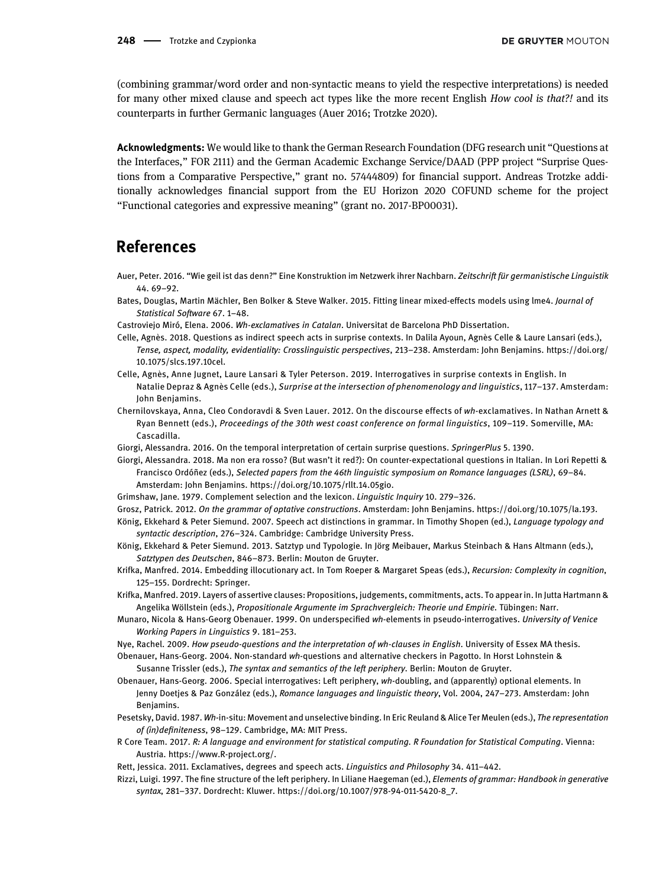(combining grammar/word order and non-syntactic means to yield the respective interpretations) is needed for many other mixed clause and speech act types like the more recent English *How cool is that?!* and its counterparts in further Germanic languages (Auer 2016; Trotzke 2020).

**Acknowledgments:** We would like to thank the German Research Foundation (DFG research unit "Questions at the Interfaces," FOR 2111) and the German Academic Exchange Service/DAAD (PPP project "Surprise Questions from a Comparative Perspective," grant no. 57444809) for financial support. Andreas Trotzke additionally acknowledges financial support from the EU Horizon 2020 COFUND scheme for the project "Functional categories and expressive meaning" (grant no. 2017-BP00031).

## References

Auer, Peter. 2016. "Wie geil ist das denn?" Eine Konstruktion im Netzwerk ihrer Nachbarn. *Zeitschrift für germanistische Linguistik* 44. 69–92.

Bates, Douglas, Martin Mächler, Ben Bolker & Steve Walker. 2015. Fitting linear mixed-effects models using lme4. *Journal of Statistical Software* 67. 1–48.

Castroviejo Miró, Elena. 2006. *Wh-exclamatives in Catalan*. Universitat de Barcelona PhD Dissertation.

Celle, Agnès. 2018. Questions as indirect speech acts in surprise contexts. In Dalila Ayoun, Agnès Celle & Laure Lansari (eds.), *Tense, aspect, modality, evidentiality: Crosslinguistic perspectives*, 213–238. Amsterdam: John Benjamins. https://doi.org/10.1075/slcs.197.10cel.

Celle, Agnès, Anne Jugnet, Laure Lansari & Tyler Peterson. 2019. Interrogatives in surprise contexts in English. In Natalie Depraz & Agnès Celle (eds.), *Surprise at the intersection of phenomenology and linguistics*, 117–137. Amsterdam: John Benjamins.

Chernilovskaya, Anna, Cleo Condoravdi & Sven Lauer. 2012. On the discourse effects of *wh*-exclamatives. In Nathan Arnett & Ryan Bennett (eds.), *Proceedings of the 30th west coast conference on formal linguistics*, 109–119. Somerville, MA: Cascadilla.

Giorgi, Alessandra. 2016. On the temporal interpretation of certain surprise questions. *SpringerPlus* 5. 1390.

Giorgi, Alessandra. 2018. Ma non era rosso? (But wasn't it red?): On counter-expectational questions in Italian. In Lori Repetti & Francisco Ordóñez (eds.), *Selected papers from the 46th linguistic symposium on Romance languages (LSRL)*, 69–84. Amsterdam: John Benjamins. https://doi.org/10.1075/rllt.14.05gio.

Grimshaw, Jane. 1979. Complement selection and the lexicon. *Linguistic Inquiry* 10. 279–326.

Grosz, Patrick. 2012. *On the grammar of optative constructions*. Amsterdam: John Benjamins. https://doi.org/10.1075/la.193.

König, Ekkehard & Peter Siemund. 2007. Speech act distinctions in grammar. In Timothy Shopen (ed.), *Language typology and syntactic description*, 276–324. Cambridge: Cambridge University Press.

König, Ekkehard & Peter Siemund. 2013. Satztyp und Typologie. In Jörg Meibauer, Markus Steinbach & Hans Altmann (eds.), *Satztypen des Deutschen*, 846–873. Berlin: Mouton de Gruyter.

Krifka, Manfred. 2014. Embedding illocutionary act. In Tom Roeper & Margaret Speas (eds.), *Recursion: Complexity in cognition*, 125–155. Dordrecht: Springer.

Krifka, Manfred. 2019. Layers of assertive clauses: Propositions, judgements, commitments, acts. To appear in. In Jutta Hartmann & Angelika Wöllstein (eds.), *Propositionale Argumente im Sprachvergleich: Theorie und Empirie*. Tübingen: Narr.

Munaro, Nicola & Hans-Georg Obenauer. 1999. On underspecified *wh*-elements in pseudo-interrogatives. *University of Venice Working Papers in Linguistics* 9. 181–253.

Nye, Rachel. 2009. *How pseudo-questions and the interpretation of wh-clauses in English*. University of Essex MA thesis.

Obenauer, Hans-Georg. 2004. Non-standard *wh*-questions and alternative checkers in Pagotto. In Horst Lohnstein & Susanne Trissler (eds.), *The syntax and semantics of the left periphery*. Berlin: Mouton de Gruyter.

Obenauer, Hans-Georg. 2006. Special interrogatives: Left periphery, *wh*-doubling, and (apparently) optional elements. In Jenny Doetjes & Paz González (eds.), *Romance languages and linguistic theory*, Vol. 2004, 247–273. Amsterdam: John Benjamins.

Pesetsky, David. 1987. *Wh*-in-situ: Movement and unselective binding. In Eric Reuland & Alice Ter Meulen (eds.), *The representation of (in)definiteness*, 98–129. Cambridge, MA: MIT Press.

R Core Team. 2017. *R: A language and environment for statistical computing. R Foundation for Statistical Computing*. Vienna: Austria. https://www.R-project.org/.

Rett, Jessica. 2011. Exclamatives, degrees and speech acts. *Linguistics and Philosophy* 34. 411–442.

Rizzi, Luigi. 1997. The fine structure of the left periphery. In Liliane Haegeman (ed.), *Elements of grammar: Handbook in generative syntax*, 281–337. Dordrecht: Kluwer. https://doi.org/10.1007/978-94-011-5420-8_7.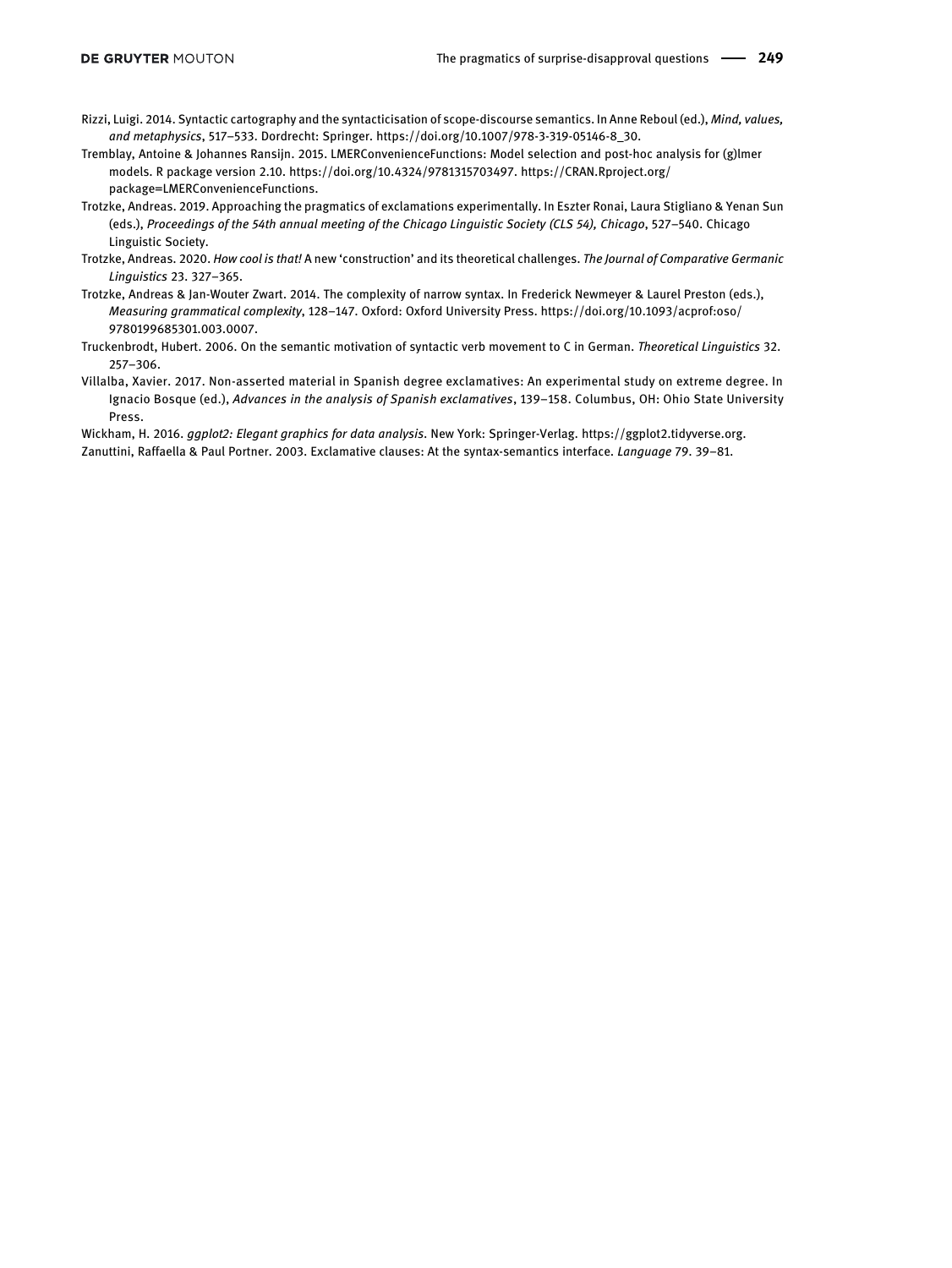Rizzi, Luigi. 2014. Syntactic cartography and the syntacticisation of scope-discourse semantics. In Anne Reboul (ed.), *Mind, values, and metaphysics*, 517–533. Dordrecht: Springer. https://doi.org/10.1007/978-3-319-05146-8_30.

Tremblay, Antoine & Johannes Ransijn. 2015. LMERConvenienceFunctions: Model selection and post-hoc analysis for (g)lmer models. R package version 2.10. https://doi.org/10.4324/9781315703497. https://CRAN.Rproject.org/package=LMERConvenienceFunctions.

Trotzke, Andreas. 2019. Approaching the pragmatics of exclamations experimentally. In Eszter Ronai, Laura Stigliano & Yenan Sun (eds.), *Proceedings of the 54th annual meeting of the Chicago Linguistic Society (CLS 54), Chicago*, 527–540. Chicago Linguistic Society.

Trotzke, Andreas. 2020. *How cool is that!* A new 'construction' and its theoretical challenges. *The Journal of Comparative Germanic Linguistics* 23. 327–365.

Trotzke, Andreas & Jan-Wouter Zwart. 2014. The complexity of narrow syntax. In Frederick Newmeyer & Laurel Preston (eds.), *Measuring grammatical complexity*, 128–147. Oxford: Oxford University Press. https://doi.org/10.1093/acprof:oso/9780199685301.003.0007.

Truckenbrodt, Hubert. 2006. On the semantic motivation of syntactic verb movement to C in German. *Theoretical Linguistics* 32. 257–306.

Villalba, Xavier. 2017. Non-asserted material in Spanish degree exclamatives: An experimental study on extreme degree. In Ignacio Bosque (ed.), *Advances in the analysis of Spanish exclamatives*, 139–158. Columbus, OH: Ohio State University Press.

Wickham, H. 2016. *ggplot2: Elegant graphics for data analysis*. New York: Springer-Verlag. https://ggplot2.tidyverse.org.

Zanuttini, Raffaella & Paul Portner. 2003. Exclamative clauses: At the syntax-semantics interface. *Language* 79. 39–81.